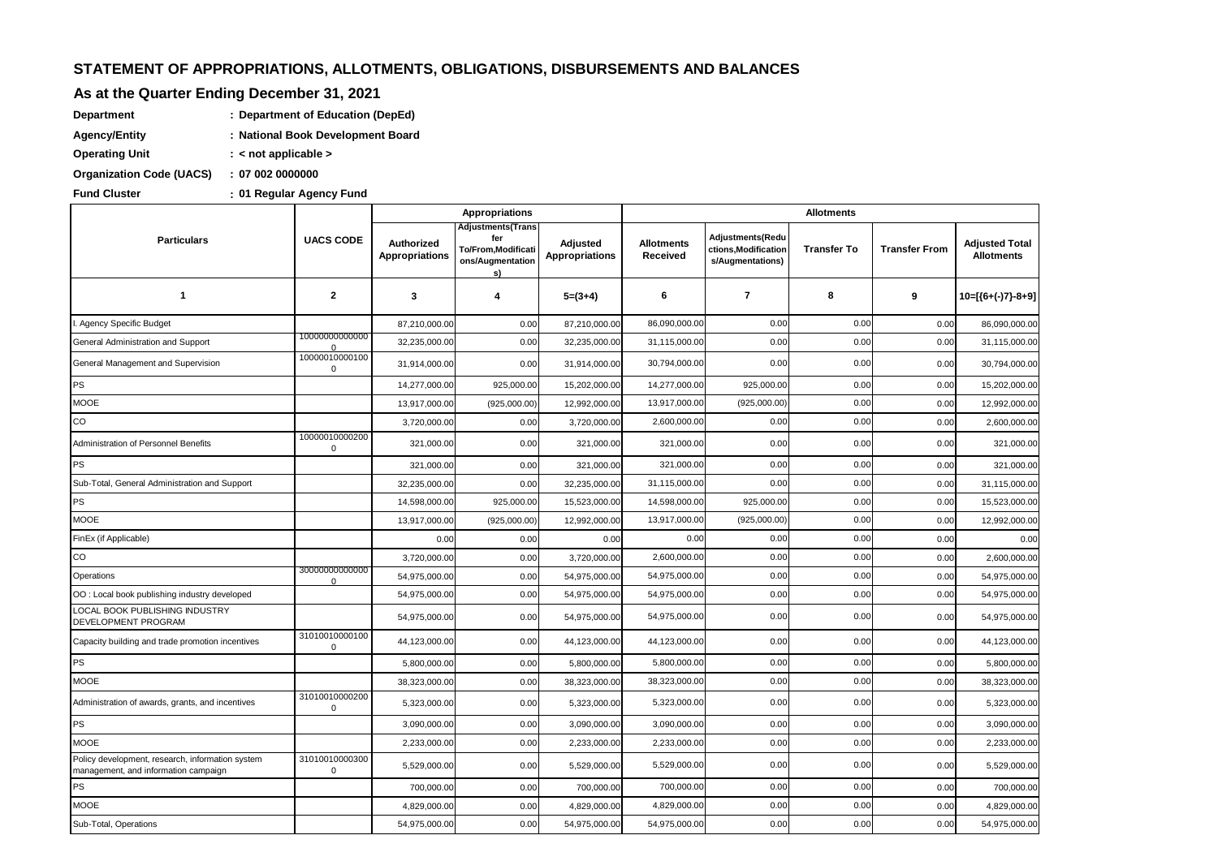## STATEMENT OF APPROPRIATIONS, ALLOTMENTS, OBLIGATIONS, DISBURSEMENTS AND BALANCES

### As at the Quarter Ending December 31, 2021

**Department** : **Department of Education (DepEd)**

**Agency/Entity** : **National Book Development Board**

**Operating Unit** : **< not applicable >**

**Organization Code (UACS)** : **07 002 0000000**

**Fund Cluster** : **01 Regular Agency Fund**

| Particulars | UACS CODE | Appropriations | | | Allotments | | | | |
|---|---|---|---|---|---|---|---|---|---|
| | | Authorized Appropriations | Adjustments(Transfer To/From,Modifications/Augmentations) | Adjusted Appropriations | Allotments Received | Adjustments(Reductions,Modifications/Augmentations) | Transfer To | Transfer From | Adjusted Total Allotments |
| 1 | 2 | 3 | 4 | 5=(3+4) | 6 | 7 | 8 | 9 | 10=[{6+(-)7}-8+9] |
| I. Agency Specific Budget | | 87,210,000.00 | 0.00 | 87,210,000.00 | 86,090,000.00 | 0.00 | 0.00 | 0.00 | 86,090,000.00 |
| General Administration and Support | 100000000000000 | 32,235,000.00 | 0.00 | 32,235,000.00 | 31,115,000.00 | 0.00 | 0.00 | 0.00 | 31,115,000.00 |
| General Management and Supervision | 100000100001000 | 31,914,000.00 | 0.00 | 31,914,000.00 | 30,794,000.00 | 0.00 | 0.00 | 0.00 | 30,794,000.00 |
| PS | | 14,277,000.00 | 925,000.00 | 15,202,000.00 | 14,277,000.00 | 925,000.00 | 0.00 | 0.00 | 15,202,000.00 |
| MOOE | | 13,917,000.00 | (925,000.00) | 12,992,000.00 | 13,917,000.00 | (925,000.00) | 0.00 | 0.00 | 12,992,000.00 |
| CO | | 3,720,000.00 | 0.00 | 3,720,000.00 | 2,600,000.00 | 0.00 | 0.00 | 0.00 | 2,600,000.00 |
| Administration of Personnel Benefits | 100000100002000 | 321,000.00 | 0.00 | 321,000.00 | 321,000.00 | 0.00 | 0.00 | 0.00 | 321,000.00 |
| PS | | 321,000.00 | 0.00 | 321,000.00 | 321,000.00 | 0.00 | 0.00 | 0.00 | 321,000.00 |
| Sub-Total, General Administration and Support | | 32,235,000.00 | 0.00 | 32,235,000.00 | 31,115,000.00 | 0.00 | 0.00 | 0.00 | 31,115,000.00 |
| PS | | 14,598,000.00 | 925,000.00 | 15,523,000.00 | 14,598,000.00 | 925,000.00 | 0.00 | 0.00 | 15,523,000.00 |
| MOOE | | 13,917,000.00 | (925,000.00) | 12,992,000.00 | 13,917,000.00 | (925,000.00) | 0.00 | 0.00 | 12,992,000.00 |
| FinEx (if Applicable) | | 0.00 | 0.00 | 0.00 | 0.00 | 0.00 | 0.00 | 0.00 | 0.00 |
| CO | | 3,720,000.00 | 0.00 | 3,720,000.00 | 2,600,000.00 | 0.00 | 0.00 | 0.00 | 2,600,000.00 |
| Operations | 300000000000000 | 54,975,000.00 | 0.00 | 54,975,000.00 | 54,975,000.00 | 0.00 | 0.00 | 0.00 | 54,975,000.00 |
| OO : Local book publishing industry developed | | 54,975,000.00 | 0.00 | 54,975,000.00 | 54,975,000.00 | 0.00 | 0.00 | 0.00 | 54,975,000.00 |
| LOCAL BOOK PUBLISHING INDUSTRY DEVELOPMENT PROGRAM | | 54,975,000.00 | 0.00 | 54,975,000.00 | 54,975,000.00 | 0.00 | 0.00 | 0.00 | 54,975,000.00 |
| Capacity building and trade promotion incentives | 310100100001000 | 44,123,000.00 | 0.00 | 44,123,000.00 | 44,123,000.00 | 0.00 | 0.00 | 0.00 | 44,123,000.00 |
| PS | | 5,800,000.00 | 0.00 | 5,800,000.00 | 5,800,000.00 | 0.00 | 0.00 | 0.00 | 5,800,000.00 |
| MOOE | | 38,323,000.00 | 0.00 | 38,323,000.00 | 38,323,000.00 | 0.00 | 0.00 | 0.00 | 38,323,000.00 |
| Administration of awards, grants, and incentives | 310100100002000 | 5,323,000.00 | 0.00 | 5,323,000.00 | 5,323,000.00 | 0.00 | 0.00 | 0.00 | 5,323,000.00 |
| PS | | 3,090,000.00 | 0.00 | 3,090,000.00 | 3,090,000.00 | 0.00 | 0.00 | 0.00 | 3,090,000.00 |
| MOOE | | 2,233,000.00 | 0.00 | 2,233,000.00 | 2,233,000.00 | 0.00 | 0.00 | 0.00 | 2,233,000.00 |
| Policy development, research, information system management, and information campaign | 310100100003000 | 5,529,000.00 | 0.00 | 5,529,000.00 | 5,529,000.00 | 0.00 | 0.00 | 0.00 | 5,529,000.00 |
| PS | | 700,000.00 | 0.00 | 700,000.00 | 700,000.00 | 0.00 | 0.00 | 0.00 | 700,000.00 |
| MOOE | | 4,829,000.00 | 0.00 | 4,829,000.00 | 4,829,000.00 | 0.00 | 0.00 | 0.00 | 4,829,000.00 |
| Sub-Total, Operations | | 54,975,000.00 | 0.00 | 54,975,000.00 | 54,975,000.00 | 0.00 | 0.00 | 0.00 | 54,975,000.00 |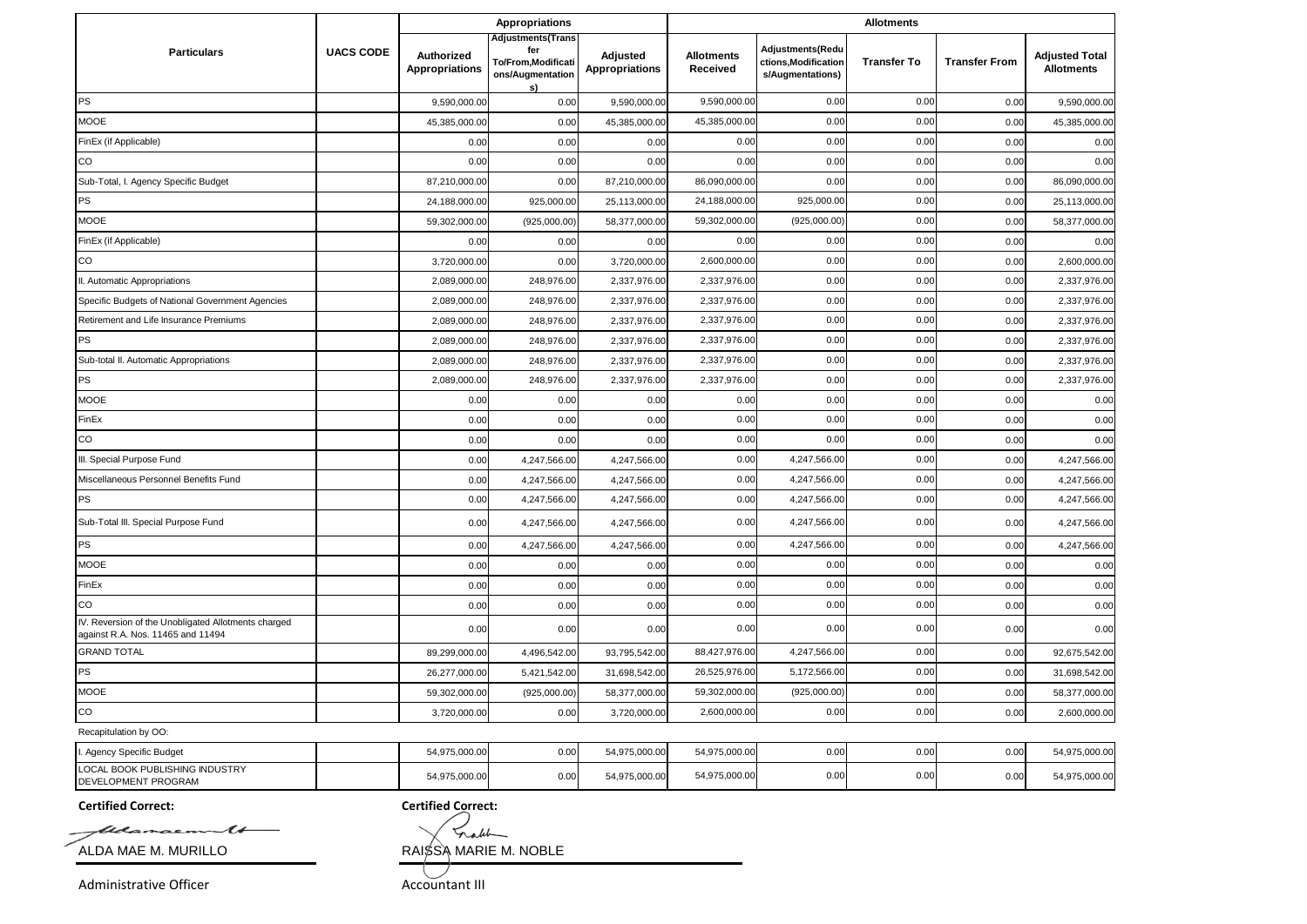| Particulars | UACS CODE | Appropriations | | | Allotments | | | | |
|---|---|---|---|---|---|---|---|---|---|
| | | Authorized Appropriations | Adjustments(Transfer To/From,Modifications/Augmentations) | Adjusted Appropriations | Allotments Received | Adjustments(Reductions,Modifications/Augmentations) | Transfer To | Transfer From | Adjusted Total Allotments |
| PS | | 9,590,000.00 | 0.00 | 9,590,000.00 | 9,590,000.00 | 0.00 | 0.00 | 0.00 | 9,590,000.00 |
| MOOE | | 45,385,000.00 | 0.00 | 45,385,000.00 | 45,385,000.00 | 0.00 | 0.00 | 0.00 | 45,385,000.00 |
| FinEx (if Applicable) | | 0.00 | 0.00 | 0.00 | 0.00 | 0.00 | 0.00 | 0.00 | 0.00 |
| CO | | 0.00 | 0.00 | 0.00 | 0.00 | 0.00 | 0.00 | 0.00 | 0.00 |
| Sub-Total, I. Agency Specific Budget | | 87,210,000.00 | 0.00 | 87,210,000.00 | 86,090,000.00 | 0.00 | 0.00 | 0.00 | 86,090,000.00 |
| PS | | 24,188,000.00 | 925,000.00 | 25,113,000.00 | 24,188,000.00 | 925,000.00 | 0.00 | 0.00 | 25,113,000.00 |
| MOOE | | 59,302,000.00 | (925,000.00) | 58,377,000.00 | 59,302,000.00 | (925,000.00) | 0.00 | 0.00 | 58,377,000.00 |
| FinEx (if Applicable) | | 0.00 | 0.00 | 0.00 | 0.00 | 0.00 | 0.00 | 0.00 | 0.00 |
| CO | | 3,720,000.00 | 0.00 | 3,720,000.00 | 2,600,000.00 | 0.00 | 0.00 | 0.00 | 2,600,000.00 |
| II. Automatic Appropriations | | 2,089,000.00 | 248,976.00 | 2,337,976.00 | 2,337,976.00 | 0.00 | 0.00 | 0.00 | 2,337,976.00 |
| Specific Budgets of National Government Agencies | | 2,089,000.00 | 248,976.00 | 2,337,976.00 | 2,337,976.00 | 0.00 | 0.00 | 0.00 | 2,337,976.00 |
| Retirement and Life Insurance Premiums | | 2,089,000.00 | 248,976.00 | 2,337,976.00 | 2,337,976.00 | 0.00 | 0.00 | 0.00 | 2,337,976.00 |
| PS | | 2,089,000.00 | 248,976.00 | 2,337,976.00 | 2,337,976.00 | 0.00 | 0.00 | 0.00 | 2,337,976.00 |
| Sub-total II. Automatic Appropriations | | 2,089,000.00 | 248,976.00 | 2,337,976.00 | 2,337,976.00 | 0.00 | 0.00 | 0.00 | 2,337,976.00 |
| PS | | 2,089,000.00 | 248,976.00 | 2,337,976.00 | 2,337,976.00 | 0.00 | 0.00 | 0.00 | 2,337,976.00 |
| MOOE | | 0.00 | 0.00 | 0.00 | 0.00 | 0.00 | 0.00 | 0.00 | 0.00 |
| FinEx | | 0.00 | 0.00 | 0.00 | 0.00 | 0.00 | 0.00 | 0.00 | 0.00 |
| CO | | 0.00 | 0.00 | 0.00 | 0.00 | 0.00 | 0.00 | 0.00 | 0.00 |
| III. Special Purpose Fund | | 0.00 | 4,247,566.00 | 4,247,566.00 | 0.00 | 4,247,566.00 | 0.00 | 0.00 | 4,247,566.00 |
| Miscellaneous Personnel Benefits Fund | | 0.00 | 4,247,566.00 | 4,247,566.00 | 0.00 | 4,247,566.00 | 0.00 | 0.00 | 4,247,566.00 |
| PS | | 0.00 | 4,247,566.00 | 4,247,566.00 | 0.00 | 4,247,566.00 | 0.00 | 0.00 | 4,247,566.00 |
| Sub-Total III. Special Purpose Fund | | 0.00 | 4,247,566.00 | 4,247,566.00 | 0.00 | 4,247,566.00 | 0.00 | 0.00 | 4,247,566.00 |
| PS | | 0.00 | 4,247,566.00 | 4,247,566.00 | 0.00 | 4,247,566.00 | 0.00 | 0.00 | 4,247,566.00 |
| MOOE | | 0.00 | 0.00 | 0.00 | 0.00 | 0.00 | 0.00 | 0.00 | 0.00 |
| FinEx | | 0.00 | 0.00 | 0.00 | 0.00 | 0.00 | 0.00 | 0.00 | 0.00 |
| CO | | 0.00 | 0.00 | 0.00 | 0.00 | 0.00 | 0.00 | 0.00 | 0.00 |
| IV. Reversion of the Unobligated Allotments charged against R.A. Nos. 11465 and 11494 | | 0.00 | 0.00 | 0.00 | 0.00 | 0.00 | 0.00 | 0.00 | 0.00 |
| GRAND TOTAL | | 89,299,000.00 | 4,496,542.00 | 93,795,542.00 | 88,427,976.00 | 4,247,566.00 | 0.00 | 0.00 | 92,675,542.00 |
| PS | | 26,277,000.00 | 5,421,542.00 | 31,698,542.00 | 26,525,976.00 | 5,172,566.00 | 0.00 | 0.00 | 31,698,542.00 |
| MOOE | | 59,302,000.00 | (925,000.00) | 58,377,000.00 | 59,302,000.00 | (925,000.00) | 0.00 | 0.00 | 58,377,000.00 |
| CO | | 3,720,000.00 | 0.00 | 3,720,000.00 | 2,600,000.00 | 0.00 | 0.00 | 0.00 | 2,600,000.00 |
| Recapitulation by OO: | | | | | | | | | |
| I. Agency Specific Budget | | 54,975,000.00 | 0.00 | 54,975,000.00 | 54,975,000.00 | 0.00 | 0.00 | 0.00 | 54,975,000.00 |
| LOCAL BOOK PUBLISHING INDUSTRY DEVELOPMENT PROGRAM | | 54,975,000.00 | 0.00 | 54,975,000.00 | 54,975,000.00 | 0.00 | 0.00 | 0.00 | 54,975,000.00 |

**Certified Correct:**

ALDA MAE M. MURILLO

Administrative Officer

**Certified Correct:**

RAISSA MARIE M. NOBLE

Accountant III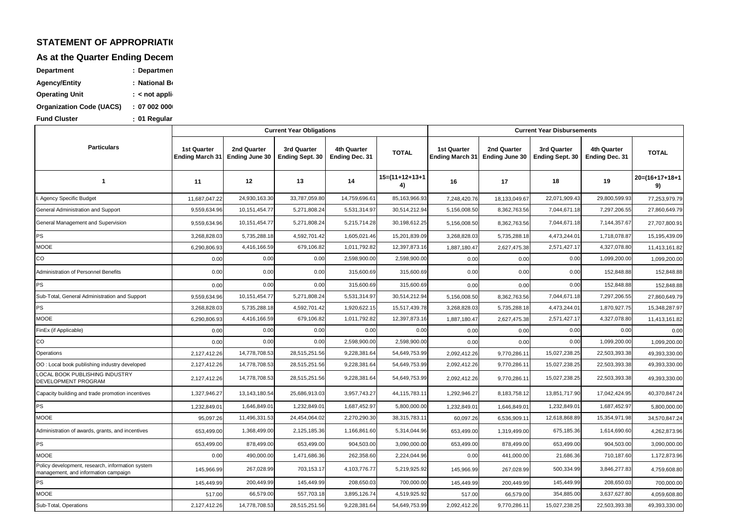**STATEMENT OF APPROPRIATI**

**As at the Quarter Ending Decem**

| | |
|---|---|
| **Department** | **: Departmen** |
| **Agency/Entity** | **: National B** |
| **Operating Unit** | **: < not appli** |
| **Organization Code (UACS)** | **: 07 002 000** |
| **Fund Cluster** | **: 01 Regular** |

| Particulars | Current Year Obligations | | | | | Current Year Disbursements | | | | |
|---|---|---|---|---|---|---|---|---|---|---|
| | 1st Quarter Ending March 31 | 2nd Quarter Ending June 30 | 3rd Quarter Ending Sept. 30 | 4th Quarter Ending Dec. 31 | TOTAL | 1st Quarter Ending March 31 | 2nd Quarter Ending June 30 | 3rd Quarter Ending Sept. 30 | 4th Quarter Ending Dec. 31 | TOTAL |
| 1 | 11 | 12 | 13 | 14 | 15=(11+12+13+14) | 16 | 17 | 18 | 19 | 20=(16+17+18+19) |
| I. Agency Specific Budget | 11,687,047.22 | 24,930,163.30 | 33,787,059.80 | 14,759,696.61 | 85,163,966.93 | 7,248,420.76 | 18,133,049.67 | 22,071,909.43 | 29,800,599.93 | 77,253,979.79 |
| General Administration and Support | 9,559,634.96 | 10,151,454.77 | 5,271,808.24 | 5,531,314.97 | 30,514,212.94 | 5,156,008.50 | 8,362,763.56 | 7,044,671.18 | 7,297,206.55 | 27,860,649.79 |
| General Management and Supervision | 9,559,634.96 | 10,151,454.77 | 5,271,808.24 | 5,215,714.28 | 30,198,612.25 | 5,156,008.50 | 8,362,763.56 | 7,044,671.18 | 7,144,357.67 | 27,707,800.91 |
| PS | 3,268,828.03 | 5,735,288.18 | 4,592,701.42 | 1,605,021.46 | 15,201,839.09 | 3,268,828.03 | 5,735,288.18 | 4,473,244.01 | 1,718,078.87 | 15,195,439.09 |
| MOOE | 6,290,806.93 | 4,416,166.59 | 679,106.82 | 1,011,792.82 | 12,397,873.16 | 1,887,180.47 | 2,627,475.38 | 2,571,427.17 | 4,327,078.80 | 11,413,161.82 |
| CO | 0.00 | 0.00 | 0.00 | 2,598,900.00 | 2,598,900.00 | 0.00 | 0.00 | 0.00 | 1,099,200.00 | 1,099,200.00 |
| Administration of Personnel Benefits | 0.00 | 0.00 | 0.00 | 315,600.69 | 315,600.69 | 0.00 | 0.00 | 0.00 | 152,848.88 | 152,848.88 |
| PS | 0.00 | 0.00 | 0.00 | 315,600.69 | 315,600.69 | 0.00 | 0.00 | 0.00 | 152,848.88 | 152,848.88 |
| Sub-Total, General Administration and Support | 9,559,634.96 | 10,151,454.77 | 5,271,808.24 | 5,531,314.97 | 30,514,212.94 | 5,156,008.50 | 8,362,763.56 | 7,044,671.18 | 7,297,206.55 | 27,860,649.79 |
| PS | 3,268,828.03 | 5,735,288.18 | 4,592,701.42 | 1,920,622.15 | 15,517,439.78 | 3,268,828.03 | 5,735,288.18 | 4,473,244.01 | 1,870,927.75 | 15,348,287.97 |
| MOOE | 6,290,806.93 | 4,416,166.59 | 679,106.82 | 1,011,792.82 | 12,397,873.16 | 1,887,180.47 | 2,627,475.38 | 2,571,427.17 | 4,327,078.80 | 11,413,161.82 |
| FinEx (if Applicable) | 0.00 | 0.00 | 0.00 | 0.00 | 0.00 | 0.00 | 0.00 | 0.00 | 0.00 | 0.00 |
| CO | 0.00 | 0.00 | 0.00 | 2,598,900.00 | 2,598,900.00 | 0.00 | 0.00 | 0.00 | 1,099,200.00 | 1,099,200.00 |
| Operations | 2,127,412.26 | 14,778,708.53 | 28,515,251.56 | 9,228,381.64 | 54,649,753.99 | 2,092,412.26 | 9,770,286.11 | 15,027,238.25 | 22,503,393.38 | 49,393,330.00 |
| OO : Local book publishing industry developed | 2,127,412.26 | 14,778,708.53 | 28,515,251.56 | 9,228,381.64 | 54,649,753.99 | 2,092,412.26 | 9,770,286.11 | 15,027,238.25 | 22,503,393.38 | 49,393,330.00 |
| LOCAL BOOK PUBLISHING INDUSTRY DEVELOPMENT PROGRAM | 2,127,412.26 | 14,778,708.53 | 28,515,251.56 | 9,228,381.64 | 54,649,753.99 | 2,092,412.26 | 9,770,286.11 | 15,027,238.25 | 22,503,393.38 | 49,393,330.00 |
| Capacity building and trade promotion incentives | 1,327,946.27 | 13,143,180.54 | 25,686,913.03 | 3,957,743.27 | 44,115,783.11 | 1,292,946.27 | 8,183,758.12 | 13,851,717.90 | 17,042,424.95 | 40,370,847.24 |
| PS | 1,232,849.01 | 1,646,849.01 | 1,232,849.01 | 1,687,452.97 | 5,800,000.00 | 1,232,849.01 | 1,646,849.01 | 1,232,849.01 | 1,687,452.97 | 5,800,000.00 |
| MOOE | 95,097.26 | 11,496,331.53 | 24,454,064.02 | 2,270,290.30 | 38,315,783.11 | 60,097.26 | 6,536,909.11 | 12,618,868.89 | 15,354,971.98 | 34,570,847.24 |
| Administration of awards, grants, and incentives | 653,499.00 | 1,368,499.00 | 2,125,185.36 | 1,166,861.60 | 5,314,044.96 | 653,499.00 | 1,319,499.00 | 675,185.36 | 1,614,690.60 | 4,262,873.96 |
| PS | 653,499.00 | 878,499.00 | 653,499.00 | 904,503.00 | 3,090,000.00 | 653,499.00 | 878,499.00 | 653,499.00 | 904,503.00 | 3,090,000.00 |
| MOOE | 0.00 | 490,000.00 | 1,471,686.36 | 262,358.60 | 2,224,044.96 | 0.00 | 441,000.00 | 21,686.36 | 710,187.60 | 1,172,873.96 |
| Policy development, research, information system management, and information campaign | 145,966.99 | 267,028.99 | 703,153.17 | 4,103,776.77 | 5,219,925.92 | 145,966.99 | 267,028.99 | 500,334.99 | 3,846,277.83 | 4,759,608.80 |
| PS | 145,449.99 | 200,449.99 | 145,449.99 | 208,650.03 | 700,000.00 | 145,449.99 | 200,449.99 | 145,449.99 | 208,650.03 | 700,000.00 |
| MOOE | 517.00 | 66,579.00 | 557,703.18 | 3,895,126.74 | 4,519,925.92 | 517.00 | 66,579.00 | 354,885.00 | 3,637,627.80 | 4,059,608.80 |
| Sub-Total, Operations | 2,127,412.26 | 14,778,708.53 | 28,515,251.56 | 9,228,381.64 | 54,649,753.99 | 2,092,412.26 | 9,770,286.11 | 15,027,238.25 | 22,503,393.38 | 49,393,330.00 |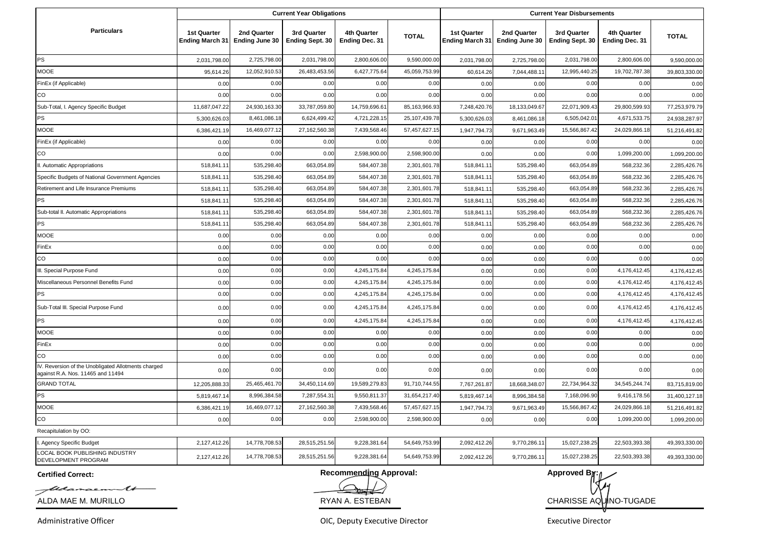| Particulars | Current Year Obligations | | | | | Current Year Disbursements | | | | |
|---|---|---|---|---|---|---|---|---|---|---|
| | 1st Quarter Ending March 31 | 2nd Quarter Ending June 30 | 3rd Quarter Ending Sept. 30 | 4th Quarter Ending Dec. 31 | TOTAL | 1st Quarter Ending March 31 | 2nd Quarter Ending June 30 | 3rd Quarter Ending Sept. 30 | 4th Quarter Ending Dec. 31 | TOTAL |
| PS | 2,031,798.00 | 2,725,798.00 | 2,031,798.00 | 2,800,606.00 | 9,590,000.00 | 2,031,798.00 | 2,725,798.00 | 2,031,798.00 | 2,800,606.00 | 9,590,000.00 |
| MOOE | 95,614.26 | 12,052,910.53 | 26,483,453.56 | 6,427,775.64 | 45,059,753.99 | 60,614.26 | 7,044,488.11 | 12,995,440.25 | 19,702,787.38 | 39,803,330.00 |
| FinEx (if Applicable) | 0.00 | 0.00 | 0.00 | 0.00 | 0.00 | 0.00 | 0.00 | 0.00 | 0.00 | 0.00 |
| CO | 0.00 | 0.00 | 0.00 | 0.00 | 0.00 | 0.00 | 0.00 | 0.00 | 0.00 | 0.00 |
| Sub-Total, I. Agency Specific Budget | 11,687,047.22 | 24,930,163.30 | 33,787,059.80 | 14,759,696.61 | 85,163,966.93 | 7,248,420.76 | 18,133,049.67 | 22,071,909.43 | 29,800,599.93 | 77,253,979.79 |
| PS | 5,300,626.03 | 8,461,086.18 | 6,624,499.42 | 4,721,228.15 | 25,107,439.78 | 5,300,626.03 | 8,461,086.18 | 6,505,042.01 | 4,671,533.75 | 24,938,287.97 |
| MOOE | 6,386,421.19 | 16,469,077.12 | 27,162,560.38 | 7,439,568.46 | 57,457,627.15 | 1,947,794.73 | 9,671,963.49 | 15,566,867.42 | 24,029,866.18 | 51,216,491.82 |
| FinEx (if Applicable) | 0.00 | 0.00 | 0.00 | 0.00 | 0.00 | 0.00 | 0.00 | 0.00 | 0.00 | 0.00 |
| CO | 0.00 | 0.00 | 0.00 | 2,598,900.00 | 2,598,900.00 | 0.00 | 0.00 | 0.00 | 1,099,200.00 | 1,099,200.00 |
| II. Automatic Appropriations | 518,841.11 | 535,298.40 | 663,054.89 | 584,407.38 | 2,301,601.78 | 518,841.11 | 535,298.40 | 663,054.89 | 568,232.36 | 2,285,426.76 |
| Specific Budgets of National Government Agencies | 518,841.11 | 535,298.40 | 663,054.89 | 584,407.38 | 2,301,601.78 | 518,841.11 | 535,298.40 | 663,054.89 | 568,232.36 | 2,285,426.76 |
| Retirement and Life Insurance Premiums | 518,841.11 | 535,298.40 | 663,054.89 | 584,407.38 | 2,301,601.78 | 518,841.11 | 535,298.40 | 663,054.89 | 568,232.36 | 2,285,426.76 |
| PS | 518,841.11 | 535,298.40 | 663,054.89 | 584,407.38 | 2,301,601.78 | 518,841.11 | 535,298.40 | 663,054.89 | 568,232.36 | 2,285,426.76 |
| Sub-total II. Automatic Appropriations | 518,841.11 | 535,298.40 | 663,054.89 | 584,407.38 | 2,301,601.78 | 518,841.11 | 535,298.40 | 663,054.89 | 568,232.36 | 2,285,426.76 |
| PS | 518,841.11 | 535,298.40 | 663,054.89 | 584,407.38 | 2,301,601.78 | 518,841.11 | 535,298.40 | 663,054.89 | 568,232.36 | 2,285,426.76 |
| MOOE | 0.00 | 0.00 | 0.00 | 0.00 | 0.00 | 0.00 | 0.00 | 0.00 | 0.00 | 0.00 |
| FinEx | 0.00 | 0.00 | 0.00 | 0.00 | 0.00 | 0.00 | 0.00 | 0.00 | 0.00 | 0.00 |
| CO | 0.00 | 0.00 | 0.00 | 0.00 | 0.00 | 0.00 | 0.00 | 0.00 | 0.00 | 0.00 |
| III. Special Purpose Fund | 0.00 | 0.00 | 0.00 | 4,245,175.84 | 4,245,175.84 | 0.00 | 0.00 | 0.00 | 4,176,412.45 | 4,176,412.45 |
| Miscellaneous Personnel Benefits Fund | 0.00 | 0.00 | 0.00 | 4,245,175.84 | 4,245,175.84 | 0.00 | 0.00 | 0.00 | 4,176,412.45 | 4,176,412.45 |
| PS | 0.00 | 0.00 | 0.00 | 4,245,175.84 | 4,245,175.84 | 0.00 | 0.00 | 0.00 | 4,176,412.45 | 4,176,412.45 |
| Sub-Total III. Special Purpose Fund | 0.00 | 0.00 | 0.00 | 4,245,175.84 | 4,245,175.84 | 0.00 | 0.00 | 0.00 | 4,176,412.45 | 4,176,412.45 |
| PS | 0.00 | 0.00 | 0.00 | 4,245,175.84 | 4,245,175.84 | 0.00 | 0.00 | 0.00 | 4,176,412.45 | 4,176,412.45 |
| MOOE | 0.00 | 0.00 | 0.00 | 0.00 | 0.00 | 0.00 | 0.00 | 0.00 | 0.00 | 0.00 |
| FinEx | 0.00 | 0.00 | 0.00 | 0.00 | 0.00 | 0.00 | 0.00 | 0.00 | 0.00 | 0.00 |
| CO | 0.00 | 0.00 | 0.00 | 0.00 | 0.00 | 0.00 | 0.00 | 0.00 | 0.00 | 0.00 |
| IV. Reversion of the Unobligated Allotments charged against R.A. Nos. 11465 and 11494 | 0.00 | 0.00 | 0.00 | 0.00 | 0.00 | 0.00 | 0.00 | 0.00 | 0.00 | 0.00 |
| GRAND TOTAL | 12,205,888.33 | 25,465,461.70 | 34,450,114.69 | 19,589,279.83 | 91,710,744.55 | 7,767,261.87 | 18,668,348.07 | 22,734,964.32 | 34,545,244.74 | 83,715,819.00 |
| PS | 5,819,467.14 | 8,996,384.58 | 7,287,554.31 | 9,550,811.37 | 31,654,217.40 | 5,819,467.14 | 8,996,384.58 | 7,168,096.90 | 9,416,178.56 | 31,400,127.18 |
| MOOE | 6,386,421.19 | 16,469,077.12 | 27,162,560.38 | 7,439,568.46 | 57,457,627.15 | 1,947,794.73 | 9,671,963.49 | 15,566,867.42 | 24,029,866.18 | 51,216,491.82 |
| CO | 0.00 | 0.00 | 0.00 | 2,598,900.00 | 2,598,900.00 | 0.00 | 0.00 | 0.00 | 1,099,200.00 | 1,099,200.00 |
| Recapitulation by OO: | | | | | | | | | | |
| I. Agency Specific Budget | 2,127,412.26 | 14,778,708.53 | 28,515,251.56 | 9,228,381.64 | 54,649,753.99 | 2,092,412.26 | 9,770,286.11 | 15,027,238.25 | 22,503,393.38 | 49,393,330.00 |
| LOCAL BOOK PUBLISHING INDUSTRY DEVELOPMENT PROGRAM | 2,127,412.26 | 14,778,708.53 | 28,515,251.56 | 9,228,381.64 | 54,649,753.99 | 2,092,412.26 | 9,770,286.11 | 15,027,238.25 | 22,503,393.38 | 49,393,330.00 |

**Certified Correct:**

ALDA MAE M. MURILLO
Administrative Officer

**Recommending Approval:**

RYAN A. ESTEBAN
OIC, Deputy Executive Director

**Approved By:**

CHARISSE AQUINO-TUGADE
Executive Director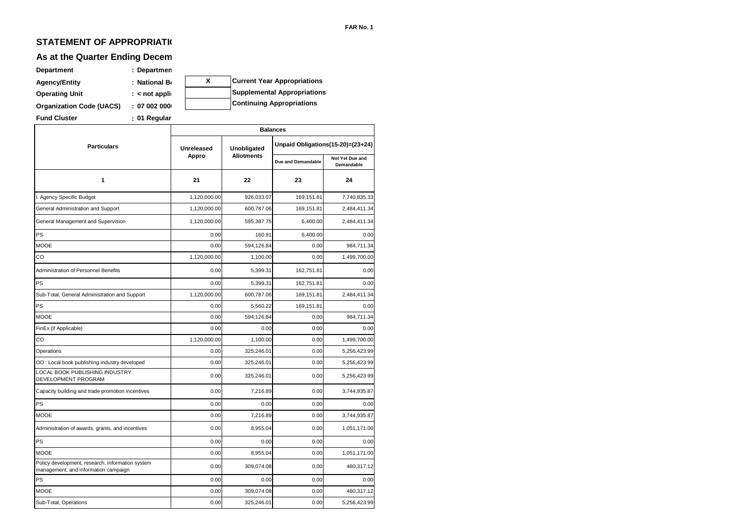FAR No. 1

## STATEMENT OF APPROPRIATI

## As at the Quarter Ending Decem

**Department** : Departmen

**Agency/Entity** : National B

**Operating Unit** : < not appli

**Organization Code (UACS)** : 07 002 000

**Fund Cluster** : 01 Regular

| X | Current Year Appropriations |
|---|---|
| | Supplemental Appropriations |
| | Continuing Appropriations |

| Particulars | Balances | | | |
|---|---|---|---|---|
| | Unreleased Appro | Unobligated Allotments | Unpaid Obligations(15-20)=(23+24) | |
| | | | Due and Demandable | Not Yet Due and Demandable |
| 1 | 21 | 22 | 23 | 24 |
| I. Agency Specific Budget | 1,120,000.00 | 926,033.07 | 169,151.81 | 7,740,835.33 |
| General Administration and Support | 1,120,000.00 | 600,787.06 | 169,151.81 | 2,484,411.34 |
| General Management and Supervision | 1,120,000.00 | 595,387.75 | 6,400.00 | 2,484,411.34 |
| PS | 0.00 | 160.91 | 6,400.00 | 0.00 |
| MOOE | 0.00 | 594,126.84 | 0.00 | 984,711.34 |
| CO | 1,120,000.00 | 1,100.00 | 0.00 | 1,499,700.00 |
| Administration of Personnel Benefits | 0.00 | 5,399.31 | 162,751.81 | 0.00 |
| PS | 0.00 | 5,399.31 | 162,751.81 | 0.00 |
| Sub-Total, General Administration and Support | 1,120,000.00 | 600,787.06 | 169,151.81 | 2,484,411.34 |
| PS | 0.00 | 5,560.22 | 169,151.81 | 0.00 |
| MOOE | 0.00 | 594,126.84 | 0.00 | 984,711.34 |
| FinEx (if Applicable) | 0.00 | 0.00 | 0.00 | 0.00 |
| CO | 1,120,000.00 | 1,100.00 | 0.00 | 1,499,700.00 |
| Operations | 0.00 | 325,246.01 | 0.00 | 5,256,423.99 |
| OO : Local book publishing industry developed | 0.00 | 325,246.01 | 0.00 | 5,256,423.99 |
| LOCAL BOOK PUBLISHING INDUSTRY DEVELOPMENT PROGRAM | 0.00 | 325,246.01 | 0.00 | 5,256,423.99 |
| Capacity building and trade promotion incentives | 0.00 | 7,216.89 | 0.00 | 3,744,935.87 |
| PS | 0.00 | 0.00 | 0.00 | 0.00 |
| MOOE | 0.00 | 7,216.89 | 0.00 | 3,744,935.87 |
| Administration of awards, grants, and incentives | 0.00 | 8,955.04 | 0.00 | 1,051,171.00 |
| PS | 0.00 | 0.00 | 0.00 | 0.00 |
| MOOE | 0.00 | 8,955.04 | 0.00 | 1,051,171.00 |
| Policy development, research, information system management, and information campaign | 0.00 | 309,074.08 | 0.00 | 460,317.12 |
| PS | 0.00 | 0.00 | 0.00 | 0.00 |
| MOOE | 0.00 | 309,074.08 | 0.00 | 460,317.12 |
| Sub-Total, Operations | 0.00 | 325,246.01 | 0.00 | 5,256,423.99 |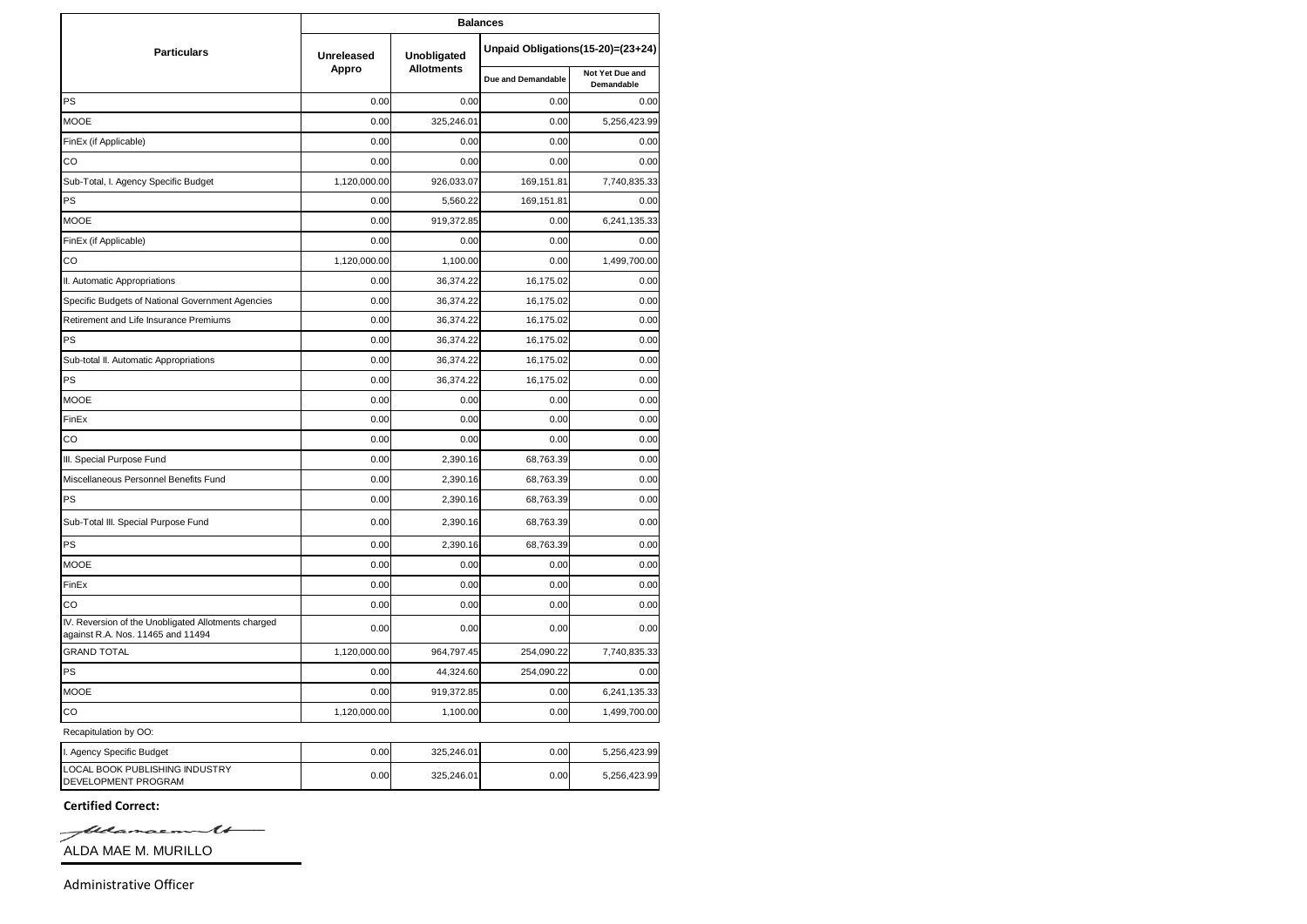| Particulars | Balances | | | |
|---|---|---|---|---|
| | Unreleased Appro | Unobligated Allotments | Unpaid Obligations(15-20)=(23+24) | |
| | | | Due and Demandable | Not Yet Due and Demandable |
| PS | 0.00 | 0.00 | 0.00 | 0.00 |
| MOOE | 0.00 | 325,246.01 | 0.00 | 5,256,423.99 |
| FinEx (if Applicable) | 0.00 | 0.00 | 0.00 | 0.00 |
| CO | 0.00 | 0.00 | 0.00 | 0.00 |
| Sub-Total, I. Agency Specific Budget | 1,120,000.00 | 926,033.07 | 169,151.81 | 7,740,835.33 |
| PS | 0.00 | 5,560.22 | 169,151.81 | 0.00 |
| MOOE | 0.00 | 919,372.85 | 0.00 | 6,241,135.33 |
| FinEx (if Applicable) | 0.00 | 0.00 | 0.00 | 0.00 |
| CO | 1,120,000.00 | 1,100.00 | 0.00 | 1,499,700.00 |
| II. Automatic Appropriations | 0.00 | 36,374.22 | 16,175.02 | 0.00 |
| Specific Budgets of National Government Agencies | 0.00 | 36,374.22 | 16,175.02 | 0.00 |
| Retirement and Life Insurance Premiums | 0.00 | 36,374.22 | 16,175.02 | 0.00 |
| PS | 0.00 | 36,374.22 | 16,175.02 | 0.00 |
| Sub-total II. Automatic Appropriations | 0.00 | 36,374.22 | 16,175.02 | 0.00 |
| PS | 0.00 | 36,374.22 | 16,175.02 | 0.00 |
| MOOE | 0.00 | 0.00 | 0.00 | 0.00 |
| FinEx | 0.00 | 0.00 | 0.00 | 0.00 |
| CO | 0.00 | 0.00 | 0.00 | 0.00 |
| III. Special Purpose Fund | 0.00 | 2,390.16 | 68,763.39 | 0.00 |
| Miscellaneous Personnel Benefits Fund | 0.00 | 2,390.16 | 68,763.39 | 0.00 |
| PS | 0.00 | 2,390.16 | 68,763.39 | 0.00 |
| Sub-Total III. Special Purpose Fund | 0.00 | 2,390.16 | 68,763.39 | 0.00 |
| PS | 0.00 | 2,390.16 | 68,763.39 | 0.00 |
| MOOE | 0.00 | 0.00 | 0.00 | 0.00 |
| FinEx | 0.00 | 0.00 | 0.00 | 0.00 |
| CO | 0.00 | 0.00 | 0.00 | 0.00 |
| IV. Reversion of the Unobligated Allotments charged against R.A. Nos. 11465 and 11494 | 0.00 | 0.00 | 0.00 | 0.00 |
| GRAND TOTAL | 1,120,000.00 | 964,797.45 | 254,090.22 | 7,740,835.33 |
| PS | 0.00 | 44,324.60 | 254,090.22 | 0.00 |
| MOOE | 0.00 | 919,372.85 | 0.00 | 6,241,135.33 |
| CO | 1,120,000.00 | 1,100.00 | 0.00 | 1,499,700.00 |
| Recapitulation by OO: | | | | |
| I. Agency Specific Budget | 0.00 | 325,246.01 | 0.00 | 5,256,423.99 |
| LOCAL BOOK PUBLISHING INDUSTRY DEVELOPMENT PROGRAM | 0.00 | 325,246.01 | 0.00 | 5,256,423.99 |

**Certified Correct:**

ALDA MAE M. MURILLO

Administrative Officer